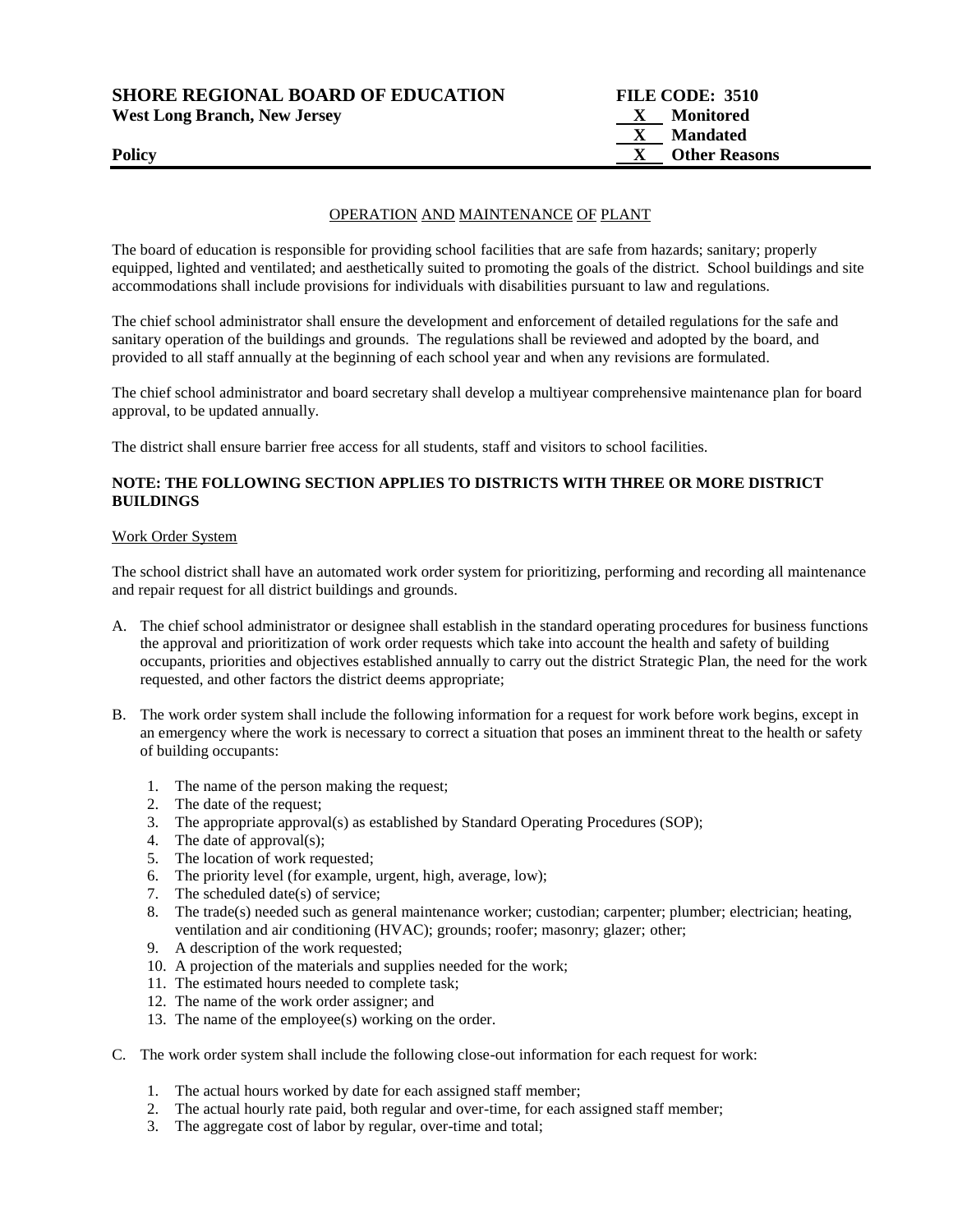**SHORE REGIONAL BOARD OF EDUCATION** **FILE CODE: 3510**
**West Long Branch, New Jersey**

**X Monitored**
**X Mandated**
**X Other Reasons**

**Policy**

OPERATION AND MAINTENANCE OF PLANT

The board of education is responsible for providing school facilities that are safe from hazards; sanitary; properly equipped, lighted and ventilated; and aesthetically suited to promoting the goals of the district. School buildings and site accommodations shall include provisions for individuals with disabilities pursuant to law and regulations.

The chief school administrator shall ensure the development and enforcement of detailed regulations for the safe and sanitary operation of the buildings and grounds. The regulations shall be reviewed and adopted by the board, and provided to all staff annually at the beginning of each school year and when any revisions are formulated.

The chief school administrator and board secretary shall develop a multiyear comprehensive maintenance plan for board approval, to be updated annually.

The district shall ensure barrier free access for all students, staff and visitors to school facilities.

**NOTE: THE FOLLOWING SECTION APPLIES TO DISTRICTS WITH THREE OR MORE DISTRICT BUILDINGS**

Work Order System

The school district shall have an automated work order system for prioritizing, performing and recording all maintenance and repair request for all district buildings and grounds.

A. The chief school administrator or designee shall establish in the standard operating procedures for business functions the approval and prioritization of work order requests which take into account the health and safety of building occupants, priorities and objectives established annually to carry out the district Strategic Plan, the need for the work requested, and other factors the district deems appropriate;

B. The work order system shall include the following information for a request for work before work begins, except in an emergency where the work is necessary to correct a situation that poses an imminent threat to the health or safety of building occupants:

   1. The name of the person making the request;
   2. The date of the request;
   3. The appropriate approval(s) as established by Standard Operating Procedures (SOP);
   4. The date of approval(s);
   5. The location of work requested;
   6. The priority level (for example, urgent, high, average, low);
   7. The scheduled date(s) of service;
   8. The trade(s) needed such as general maintenance worker; custodian; carpenter; plumber; electrician; heating, ventilation and air conditioning (HVAC); grounds; roofer; masonry; glazer; other;
   9. A description of the work requested;
   10. A projection of the materials and supplies needed for the work;
   11. The estimated hours needed to complete task;
   12. The name of the work order assigner; and
   13. The name of the employee(s) working on the order.

C. The work order system shall include the following close-out information for each request for work:

   1. The actual hours worked by date for each assigned staff member;
   2. The actual hourly rate paid, both regular and over-time, for each assigned staff member;
   3. The aggregate cost of labor by regular, over-time and total;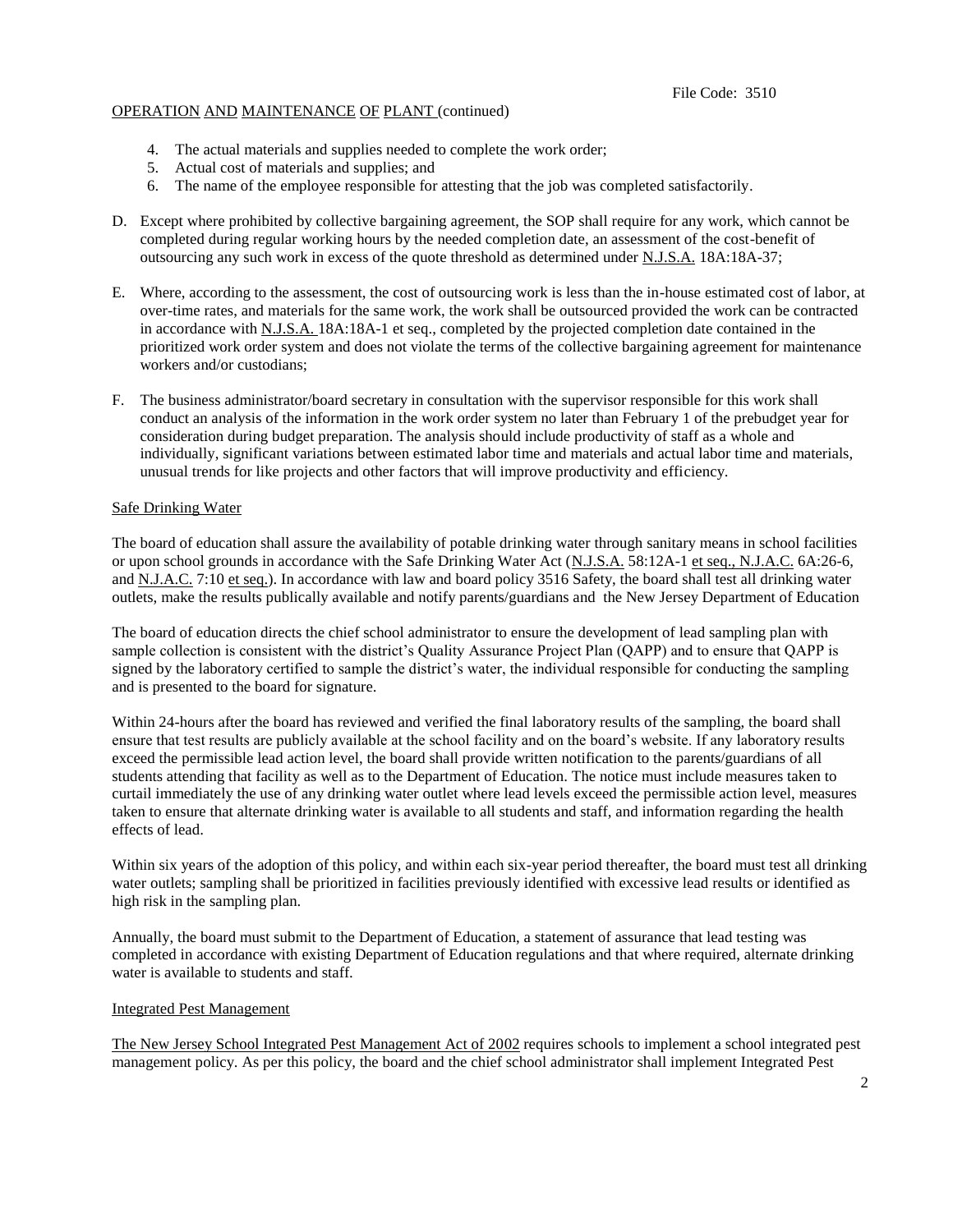4. The actual materials and supplies needed to complete the work order;
5. Actual cost of materials and supplies; and
6. The name of the employee responsible for attesting that the job was completed satisfactorily.

D. Except where prohibited by collective bargaining agreement, the SOP shall require for any work, which cannot be completed during regular working hours by the needed completion date, an assessment of the cost-benefit of outsourcing any such work in excess of the quote threshold as determined under N.J.S.A. 18A:18A-37;

E. Where, according to the assessment, the cost of outsourcing work is less than the in-house estimated cost of labor, at over-time rates, and materials for the same work, the work shall be outsourced provided the work can be contracted in accordance with N.J.S.A. 18A:18A-1 et seq., completed by the projected completion date contained in the prioritized work order system and does not violate the terms of the collective bargaining agreement for maintenance workers and/or custodians;

F. The business administrator/board secretary in consultation with the supervisor responsible for this work shall conduct an analysis of the information in the work order system no later than February 1 of the prebudget year for consideration during budget preparation. The analysis should include productivity of staff as a whole and individually, significant variations between estimated labor time and materials and actual labor time and materials, unusual trends for like projects and other factors that will improve productivity and efficiency.

Safe Drinking Water

The board of education shall assure the availability of potable drinking water through sanitary means in school facilities or upon school grounds in accordance with the Safe Drinking Water Act (N.J.S.A. 58:12A-1 et seq., N.J.A.C. 6A:26-6, and N.J.A.C. 7:10 et seq.). In accordance with law and board policy 3516 Safety, the board shall test all drinking water outlets, make the results publically available and notify parents/guardians and the New Jersey Department of Education

The board of education directs the chief school administrator to ensure the development of lead sampling plan with sample collection is consistent with the district's Quality Assurance Project Plan (QAPP) and to ensure that QAPP is signed by the laboratory certified to sample the district's water, the individual responsible for conducting the sampling and is presented to the board for signature.

Within 24-hours after the board has reviewed and verified the final laboratory results of the sampling, the board shall ensure that test results are publicly available at the school facility and on the board's website. If any laboratory results exceed the permissible lead action level, the board shall provide written notification to the parents/guardians of all students attending that facility as well as to the Department of Education. The notice must include measures taken to curtail immediately the use of any drinking water outlet where lead levels exceed the permissible action level, measures taken to ensure that alternate drinking water is available to all students and staff, and information regarding the health effects of lead.

Within six years of the adoption of this policy, and within each six-year period thereafter, the board must test all drinking water outlets; sampling shall be prioritized in facilities previously identified with excessive lead results or identified as high risk in the sampling plan.

Annually, the board must submit to the Department of Education, a statement of assurance that lead testing was completed in accordance with existing Department of Education regulations and that where required, alternate drinking water is available to students and staff.

Integrated Pest Management

The New Jersey School Integrated Pest Management Act of 2002 requires schools to implement a school integrated pest management policy. As per this policy, the board and the chief school administrator shall implement Integrated Pest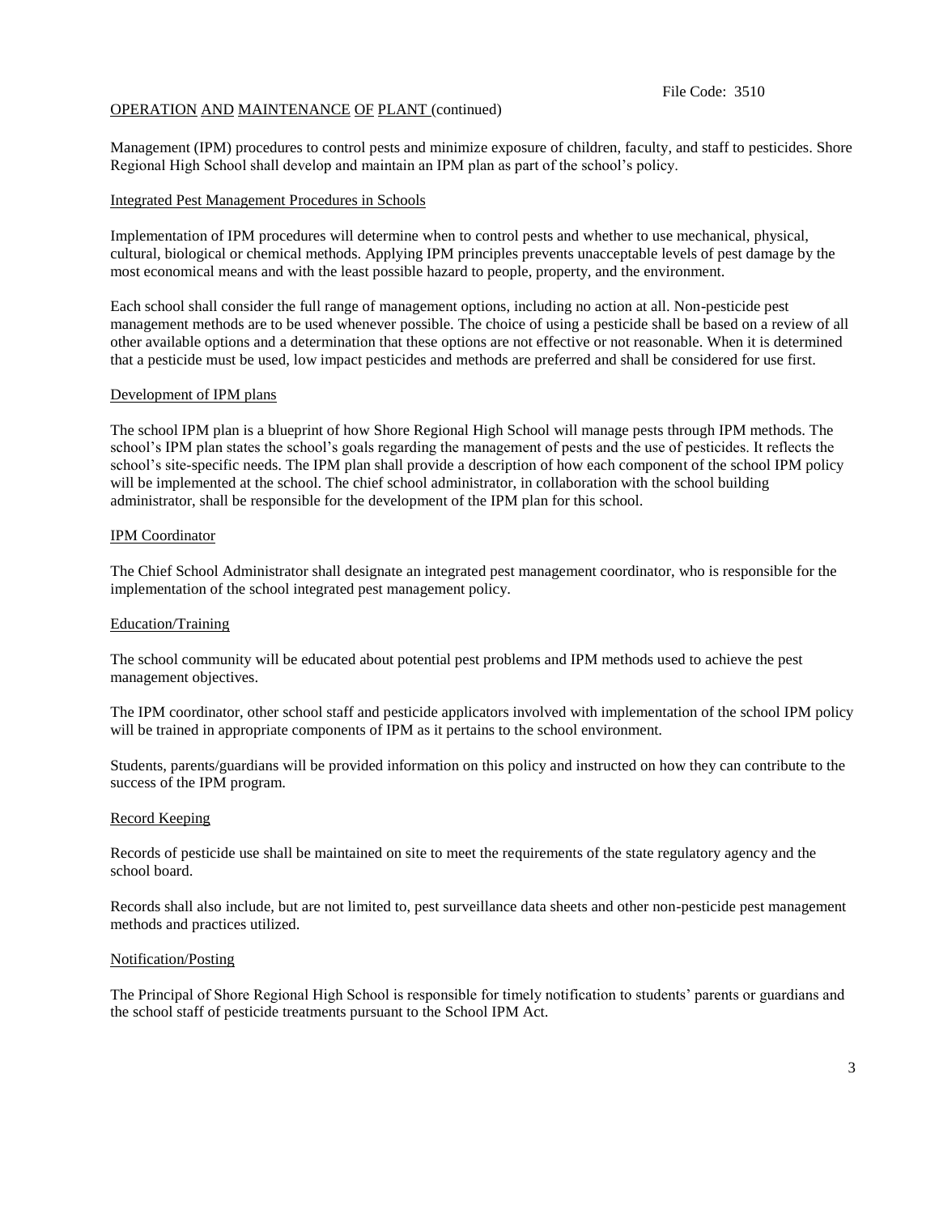Management (IPM) procedures to control pests and minimize exposure of children, faculty, and staff to pesticides. Shore Regional High School shall develop and maintain an IPM plan as part of the school's policy.

## Integrated Pest Management Procedures in Schools

Implementation of IPM procedures will determine when to control pests and whether to use mechanical, physical, cultural, biological or chemical methods. Applying IPM principles prevents unacceptable levels of pest damage by the most economical means and with the least possible hazard to people, property, and the environment.

Each school shall consider the full range of management options, including no action at all. Non-pesticide pest management methods are to be used whenever possible. The choice of using a pesticide shall be based on a review of all other available options and a determination that these options are not effective or not reasonable. When it is determined that a pesticide must be used, low impact pesticides and methods are preferred and shall be considered for use first.

## Development of IPM plans

The school IPM plan is a blueprint of how Shore Regional High School will manage pests through IPM methods. The school's IPM plan states the school's goals regarding the management of pests and the use of pesticides. It reflects the school's site-specific needs. The IPM plan shall provide a description of how each component of the school IPM policy will be implemented at the school. The chief school administrator, in collaboration with the school building administrator, shall be responsible for the development of the IPM plan for this school.

## IPM Coordinator

The Chief School Administrator shall designate an integrated pest management coordinator, who is responsible for the implementation of the school integrated pest management policy.

## Education/Training

The school community will be educated about potential pest problems and IPM methods used to achieve the pest management objectives.

The IPM coordinator, other school staff and pesticide applicators involved with implementation of the school IPM policy will be trained in appropriate components of IPM as it pertains to the school environment.

Students, parents/guardians will be provided information on this policy and instructed on how they can contribute to the success of the IPM program.

## Record Keeping

Records of pesticide use shall be maintained on site to meet the requirements of the state regulatory agency and the school board.

Records shall also include, but are not limited to, pest surveillance data sheets and other non-pesticide pest management methods and practices utilized.

## Notification/Posting

The Principal of Shore Regional High School is responsible for timely notification to students' parents or guardians and the school staff of pesticide treatments pursuant to the School IPM Act.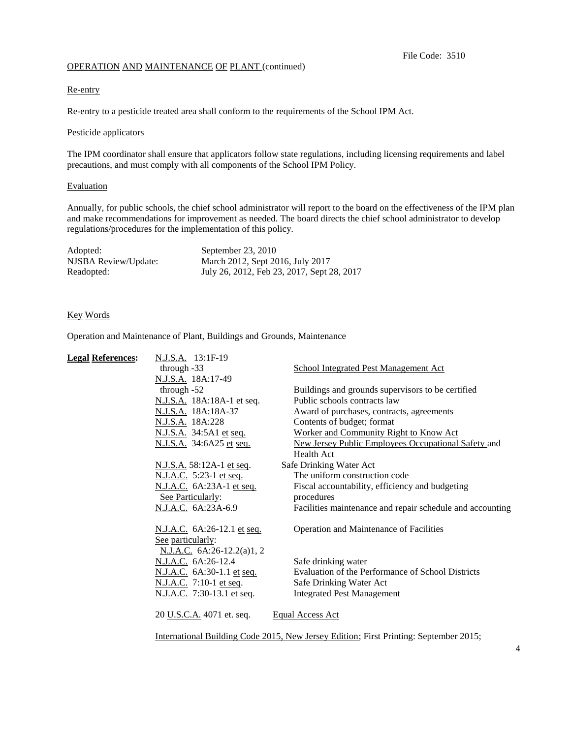OPERATION AND MAINTENANCE OF PLANT (continued)

Re-entry

Re-entry to a pesticide treated area shall conform to the requirements of the School IPM Act.

Pesticide applicators

The IPM coordinator shall ensure that applicators follow state regulations, including licensing requirements and label precautions, and must comply with all components of the School IPM Policy.

Evaluation

Annually, for public schools, the chief school administrator will report to the board on the effectiveness of the IPM plan and make recommendations for improvement as needed. The board directs the chief school administrator to develop regulations/procedures for the implementation of this policy.

| | |
|---|---|
| Adopted: | September 23, 2010 |
| NJSBA Review/Update: | March 2012, Sept 2016, July 2017 |
| Readopted: | July 26, 2012, Feb 23, 2017, Sept 28, 2017 |

Key Words

Operation and Maintenance of Plant, Buildings and Grounds, Maintenance

| **Legal References:** | | |
|---|---|---|
| | N.J.S.A. 13:1F-19 through -33 | School Integrated Pest Management Act |
| | N.J.S.A. 18A:17-49 through -52 | Buildings and grounds supervisors to be certified |
| | N.J.S.A. 18A:18A-1 et seq. | Public schools contracts law |
| | N.J.S.A. 18A:18A-37 | Award of purchases, contracts, agreements |
| | N.J.S.A. 18A:228 | Contents of budget; format |
| | N.J.S.A. 34:5A1 et seq. | Worker and Community Right to Know Act |
| | N.J.S.A. 34:6A25 et seq. | New Jersey Public Employees Occupational Safety and Health Act |
| | N.J.S.A. 58:12A-1 et seq. | Safe Drinking Water Act |
| | N.J.A.C. 5:23-1 et seq. | The uniform construction code |
| | N.J.A.C. 6A:23A-1 et seq. See Particularly: | Fiscal accountability, efficiency and budgeting procedures |
| | N.J.A.C. 6A:23A-6.9 | Facilities maintenance and repair schedule and accounting |
| | N.J.A.C. 6A:26-12.1 et seq. See particularly: N.J.A.C. 6A:26-12.2(a)1, 2 | Operation and Maintenance of Facilities |
| | N.J.A.C. 6A:26-12.4 | Safe drinking water |
| | N.J.A.C. 6A:30-1.1 et seq. | Evaluation of the Performance of School Districts |
| | N.J.A.C. 7:10-1 et seq. | Safe Drinking Water Act |
| | N.J.A.C. 7:30-13.1 et seq. | Integrated Pest Management |
| | 20 U.S.C.A. 4071 et. seq. | Equal Access Act |

International Building Code 2015, New Jersey Edition; First Printing: September 2015;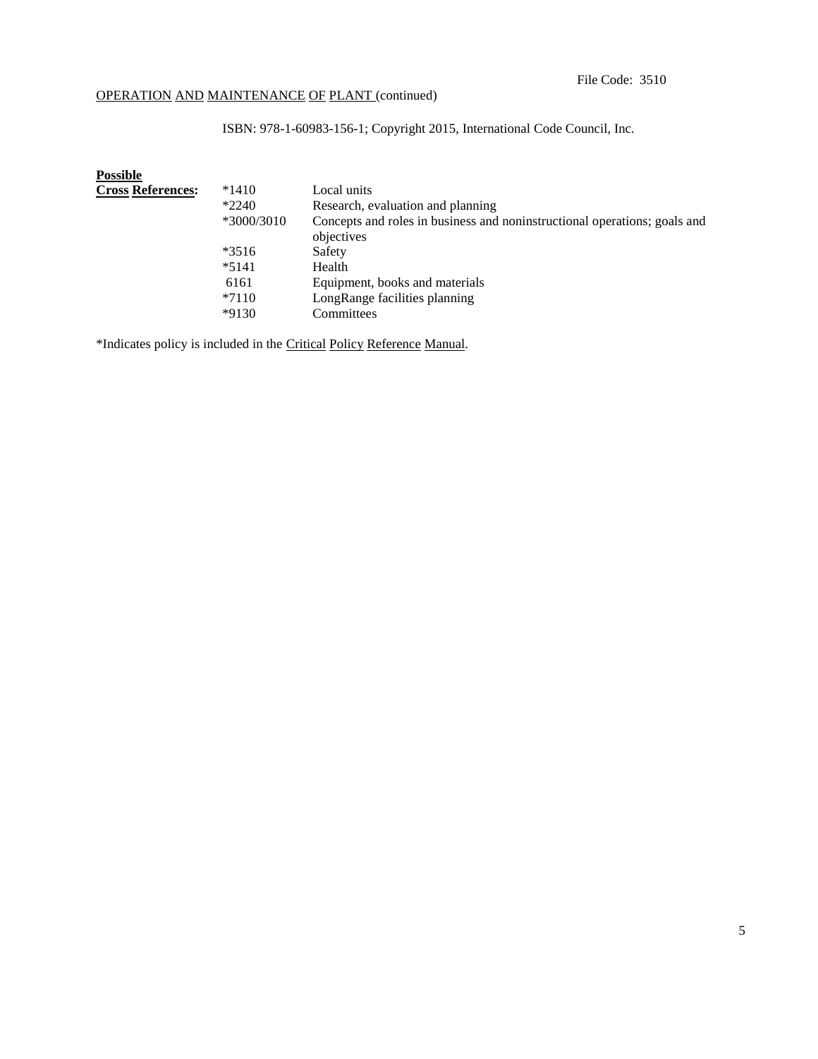ISBN: 978-1-60983-156-1; Copyright 2015, International Code Council, Inc.

**Possible Cross References:**

| | | |
|---|---|---|
| | *1410 | Local units |
| | *2240 | Research, evaluation and planning |
| | *3000/3010 | Concepts and roles in business and noninstructional operations; goals and objectives |
| | *3516 | Safety |
| | *5141 | Health |
| | 6161 | Equipment, books and materials |
| | *7110 | LongRange facilities planning |
| | *9130 | Committees |

*Indicates policy is included in the Critical Policy Reference Manual.